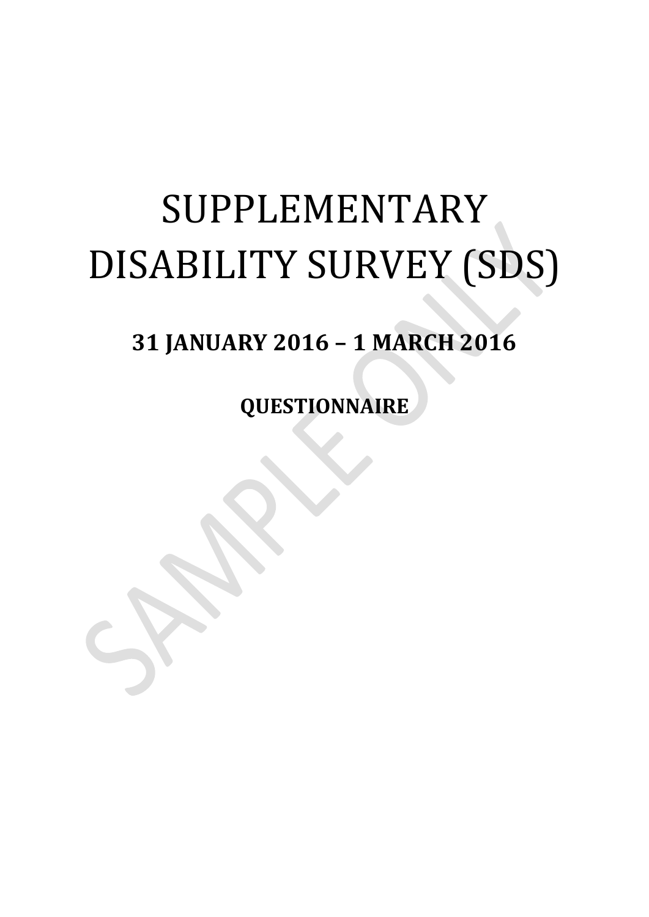# SUPPLEMENTARY DISABILITY SURVEY (SDS)

## 31 JANUARY 2016 – 1 MARCH 2016

## QUESTIONNAIRE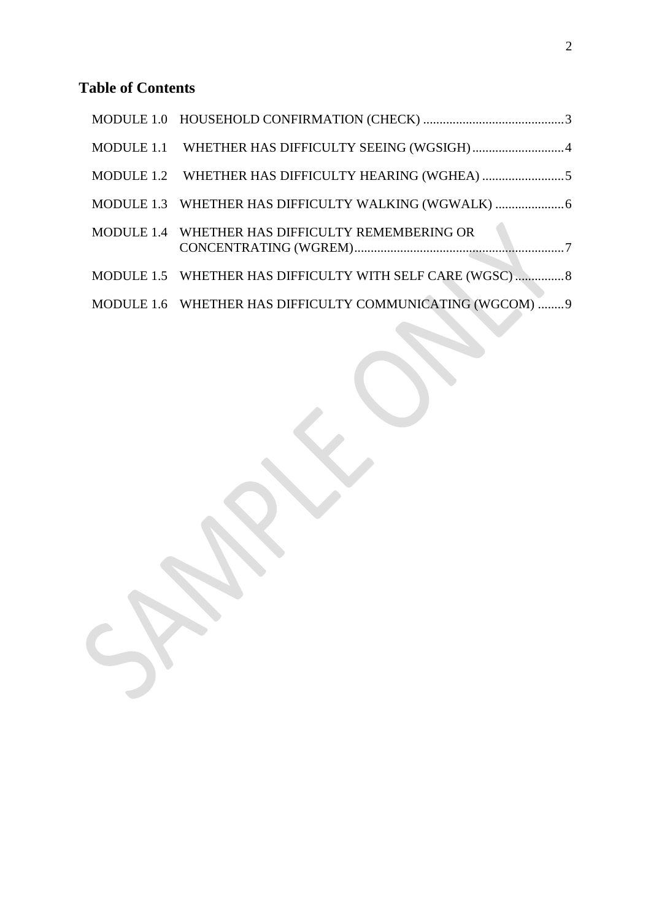## Table of Contents

MODULE 1.0 HOUSEHOLD CONFIRMATION (CHECK) ........................................... 3

MODULE 1.1 WHETHER HAS DIFFICULTY SEEING (WGSIGH) ............................ 4

MODULE 1.2 WHETHER HAS DIFFICULTY HEARING (WGHEA) ......................... 5

MODULE 1.3 WHETHER HAS DIFFICULTY WALKING (WGWALK) ..................... 6

MODULE 1.4 WHETHER HAS DIFFICULTY REMEMBERING OR CONCENTRATING (WGREM)................................................................ 7

MODULE 1.5 WHETHER HAS DIFFICULTY WITH SELF CARE (WGSC) ............... 8

MODULE 1.6 WHETHER HAS DIFFICULTY COMMUNICATING (WGCOM) ........ 9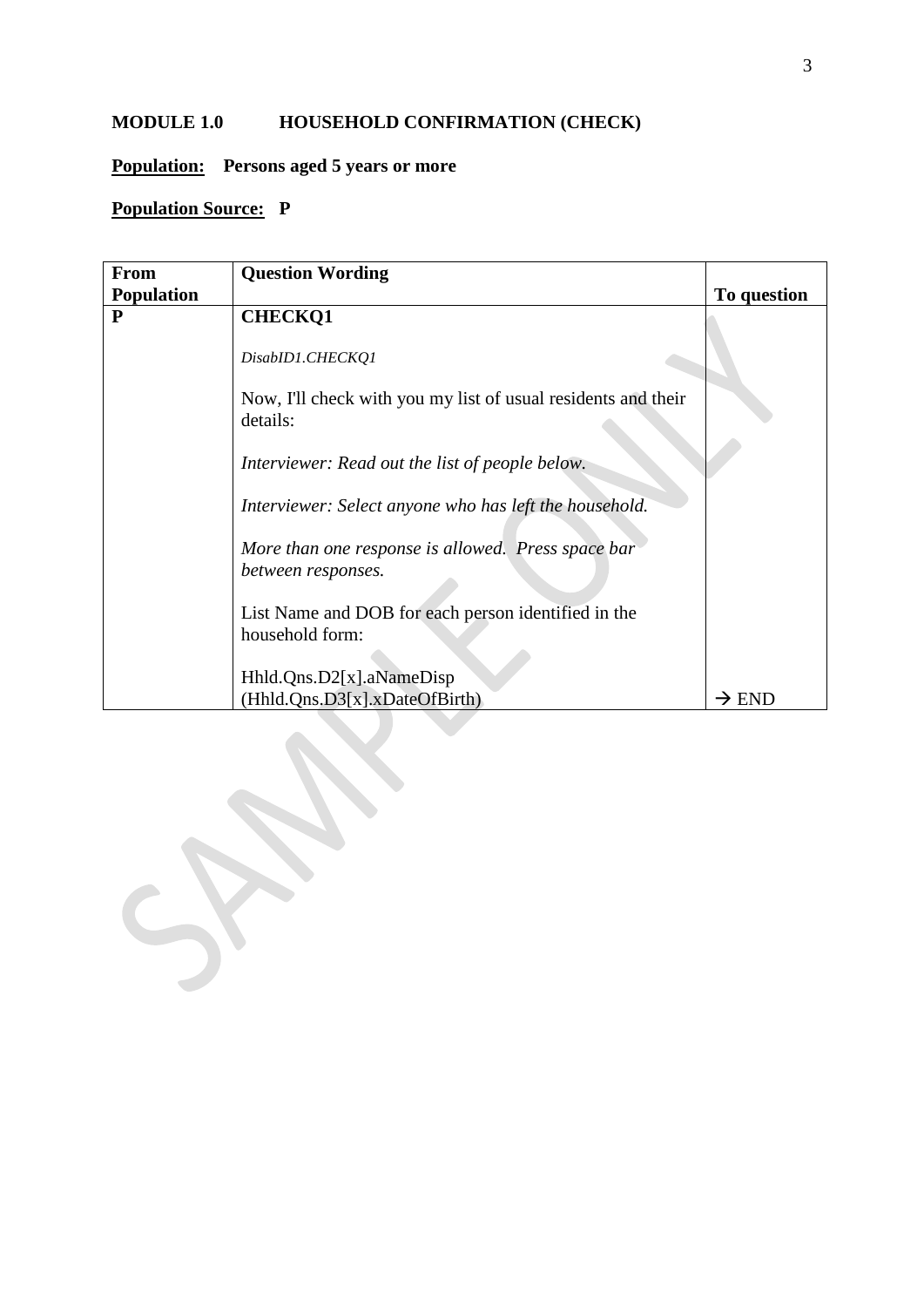# MODULE 1.0 HOUSEHOLD CONFIRMATION (CHECK)

**Population:** **Persons aged 5 years or more**

**Population Source:** **P**

| From Population | Question Wording | To question |
|---|---|---|
| **P** | **CHECKQ1**<br><br>*DisabID1.CHECKQ1*<br><br>Now, I'll check with you my list of usual residents and their details:<br><br>*Interviewer: Read out the list of people below.*<br><br>*Interviewer: Select anyone who has left the household.*<br><br>*More than one response is allowed. Press space bar between responses.*<br><br>List Name and DOB for each person identified in the household form:<br><br>Hhld.Qns.D2[x].aNameDisp<br>(Hhld.Qns.D3[x].xDateOfBirth) | → END |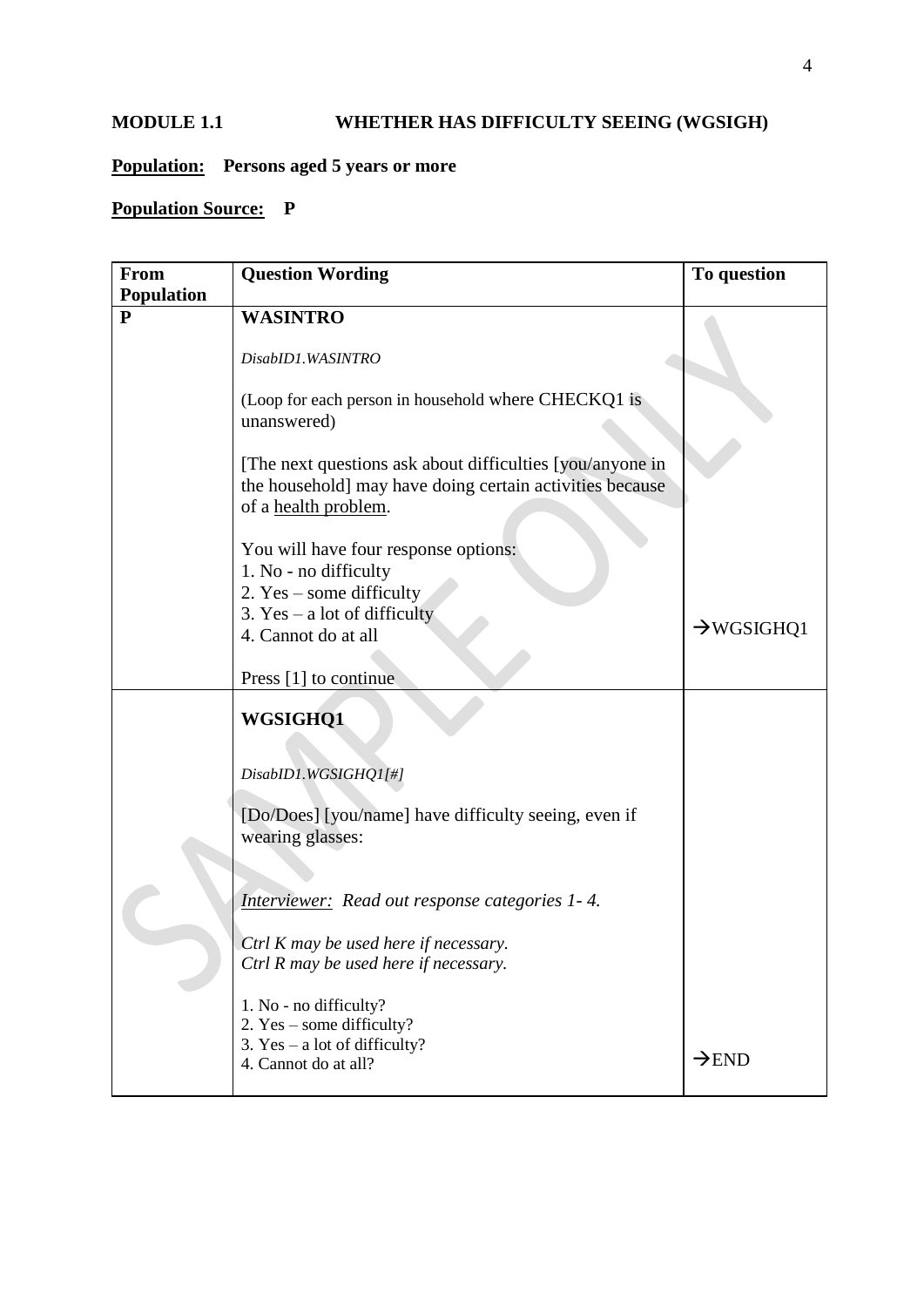**MODULE 1.1 WHETHER HAS DIFFICULTY SEEING (WGSIGH)**

**Population:** **Persons aged 5 years or more**

**Population Source:** **P**

| From Population | Question Wording | To question |
|---|---|---|
| **P** | **WASINTRO**<br><br>*DisabID1.WASINTRO*<br><br>(Loop for each person in household where CHECKQ1 is unanswered)<br><br>[The next questions ask about difficulties [you/anyone in the household] may have doing certain activities because of a <u>health problem</u>.<br><br>You will have four response options:<br>1. No - no difficulty<br>2. Yes – some difficulty<br>3. Yes – a lot of difficulty<br>4. Cannot do at all<br><br>Press [1] to continue | →WGSIGHQ1 |
| | **WGSIGHQ1**<br><br>*DisabID1.WGSIGHQ1[#]*<br><br>[Do/Does] [you/name] have difficulty seeing, even if wearing glasses:<br><br>*<u>Interviewer:</u> Read out response categories 1- 4.*<br><br>*Ctrl K may be used here if necessary.*<br>*Ctrl R may be used here if necessary.*<br><br>1. No - no difficulty?<br>2. Yes – some difficulty?<br>3. Yes – a lot of difficulty?<br>4. Cannot do at all? | →END |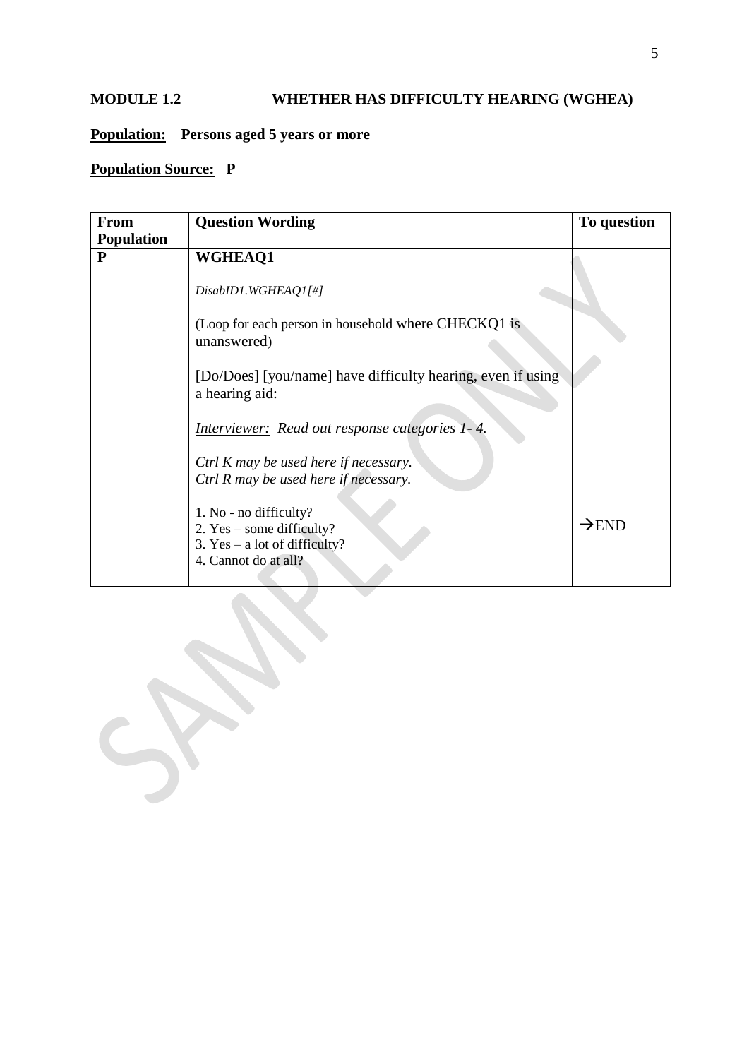## MODULE 1.2 WHETHER HAS DIFFICULTY HEARING (WGHEA)

**Population:** **Persons aged 5 years or more**

**Population Source:** **P**

| From Population | Question Wording | To question |
|---|---|---|
| **P** | **WGHEAQ1**<br><br>*DisabID1.WGHEAQ1[#]*<br><br>(Loop for each person in household where CHECKQ1 is unanswered)<br><br>[Do/Does] [you/name] have difficulty hearing, even if using a hearing aid:<br><br>*Interviewer: Read out response categories 1- 4.*<br><br>*Ctrl K may be used here if necessary.*<br>*Ctrl R may be used here if necessary.*<br><br>1. No - no difficulty?<br>2. Yes – some difficulty?<br>3. Yes – a lot of difficulty?<br>4. Cannot do at all? | →END |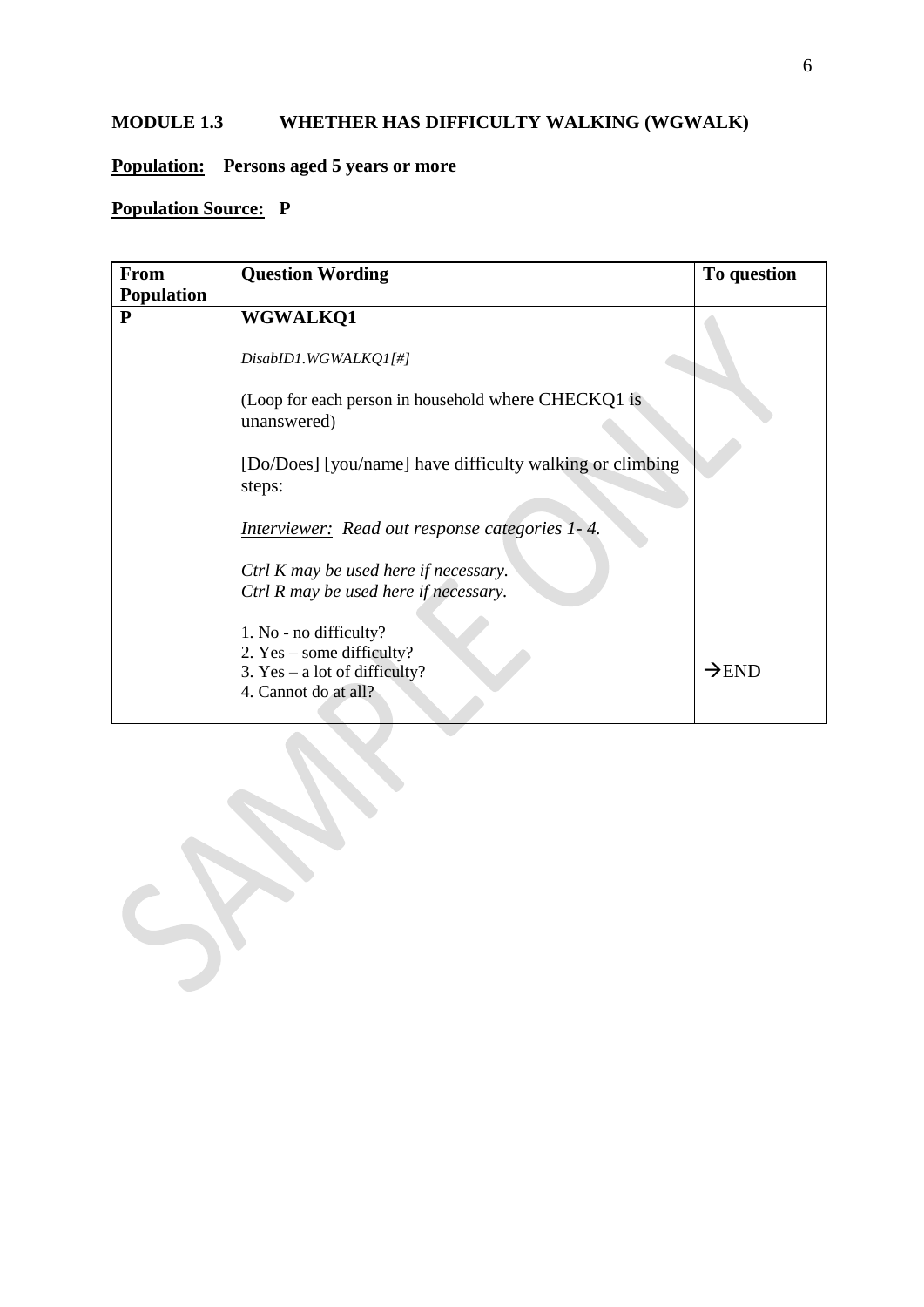## MODULE 1.3 WHETHER HAS DIFFICULTY WALKING (WGWALK)

**Population:** **Persons aged 5 years or more**

**Population Source:** **P**

| From Population | Question Wording | To question |
|---|---|---|
| **P** | **WGWALKQ1**<br><br>*DisabID1.WGWALKQ1[#]*<br><br>(Loop for each person in household where CHECKQ1 is unanswered)<br><br>[Do/Does] [you/name] have difficulty walking or climbing steps:<br><br>*Interviewer: Read out response categories 1- 4.*<br><br>*Ctrl K may be used here if necessary.*<br>*Ctrl R may be used here if necessary.*<br><br>1. No - no difficulty?<br>2. Yes – some difficulty?<br>3. Yes – a lot of difficulty?<br>4. Cannot do at all? | →END |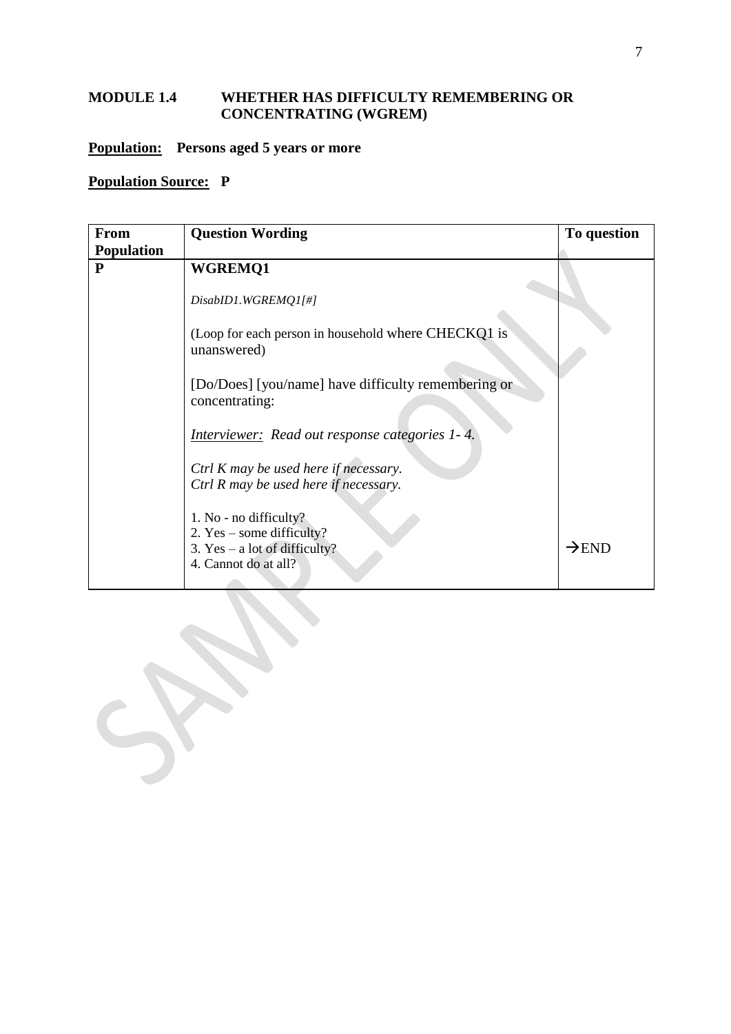**MODULE 1.4 WHETHER HAS DIFFICULTY REMEMBERING OR CONCENTRATING (WGREM)**

**Population:** **Persons aged 5 years or more**

**Population Source:** **P**

| From Population | Question Wording | To question |
|---|---|---|
| **P** | **WGREMQ1**<br><br>*DisabID1.WGREMQ1[#]*<br><br>(Loop for each person in household where CHECKQ1 is unanswered)<br><br>[Do/Does] [you/name] have difficulty remembering or concentrating:<br><br>*Interviewer: Read out response categories 1- 4.*<br><br>*Ctrl K may be used here if necessary.*<br>*Ctrl R may be used here if necessary.*<br><br>1. No - no difficulty?<br>2. Yes – some difficulty?<br>3. Yes – a lot of difficulty?<br>4. Cannot do at all? | →END |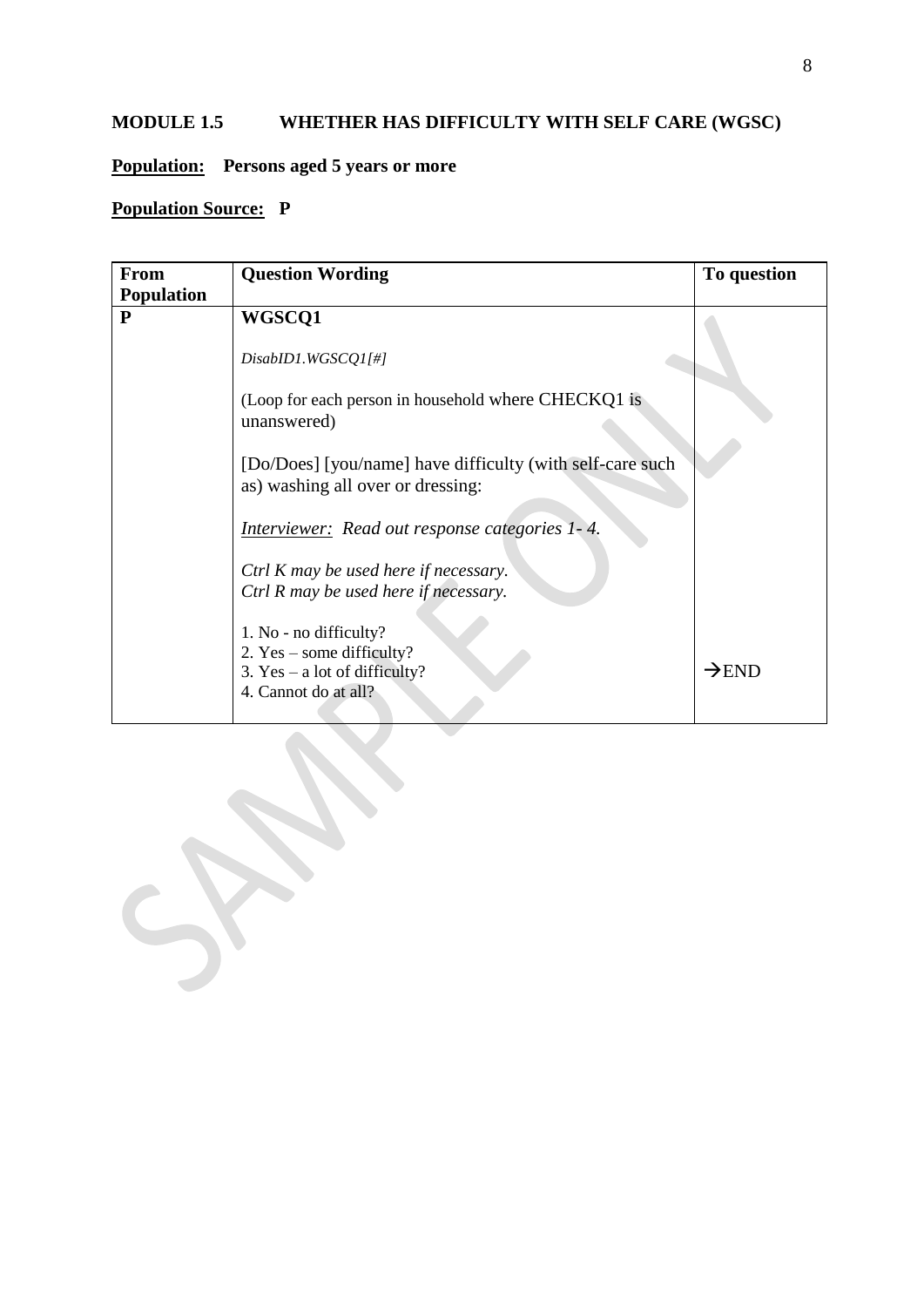## MODULE 1.5 WHETHER HAS DIFFICULTY WITH SELF CARE (WGSC)

**Population: Persons aged 5 years or more**

**Population Source: P**

| From Population | Question Wording | To question |
|---|---|---|
| **P** | **WGSCQ1**<br><br>*DisabID1.WGSCQ1[#]*<br><br>(Loop for each person in household where CHECKQ1 is unanswered)<br><br>[Do/Does] [you/name] have difficulty (with self-care such as) washing all over or dressing:<br><br>*Interviewer: Read out response categories 1- 4.*<br><br>*Ctrl K may be used here if necessary.*<br>*Ctrl R may be used here if necessary.*<br><br>1. No - no difficulty?<br>2. Yes – some difficulty?<br>3. Yes – a lot of difficulty?<br>4. Cannot do at all? | →END |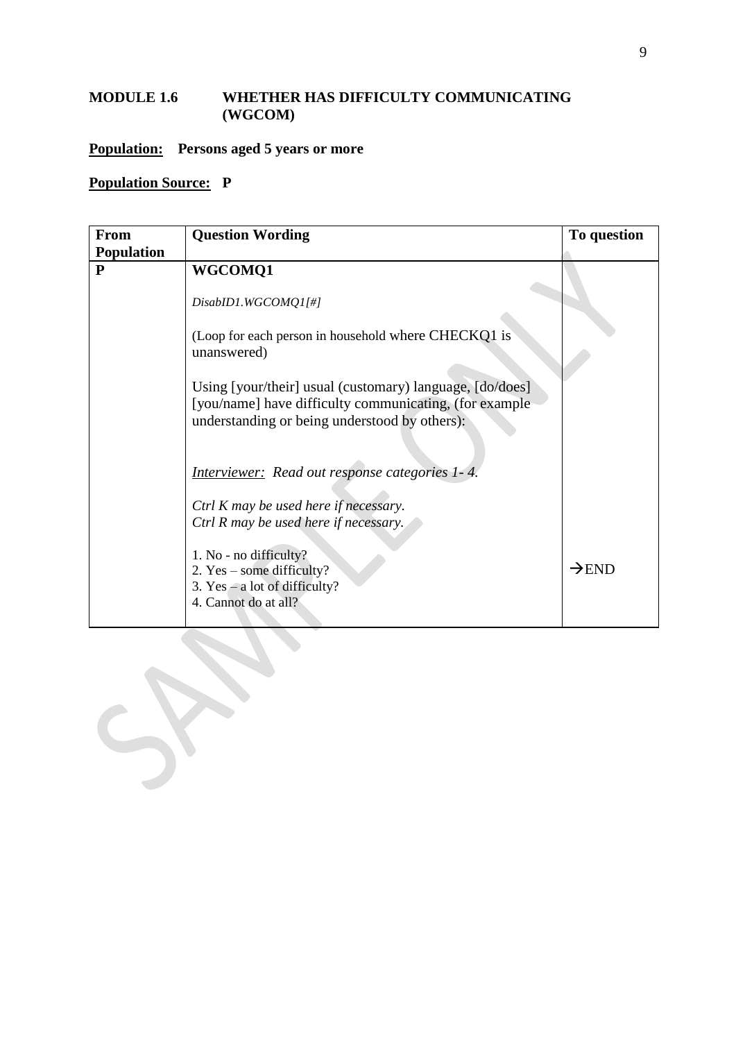**MODULE 1.6 WHETHER HAS DIFFICULTY COMMUNICATING (WGCOM)**

**Population: Persons aged 5 years or more**

**Population Source: P**

| From Population | Question Wording | To question |
|---|---|---|
| **P** | **WGCOMQ1**<br><br>*DisabID1.WGCOMQ1[#]*<br><br>(Loop for each person in household where CHECKQ1 is unanswered)<br><br>Using [your/their] usual (customary) language, [do/does] [you/name] have difficulty communicating, (for example understanding or being understood by others):<br><br>*Interviewer: Read out response categories 1- 4.*<br><br>*Ctrl K may be used here if necessary.*<br>*Ctrl R may be used here if necessary.*<br><br>1. No - no difficulty?<br>2. Yes – some difficulty?<br>3. Yes – a lot of difficulty?<br>4. Cannot do at all? | →END |